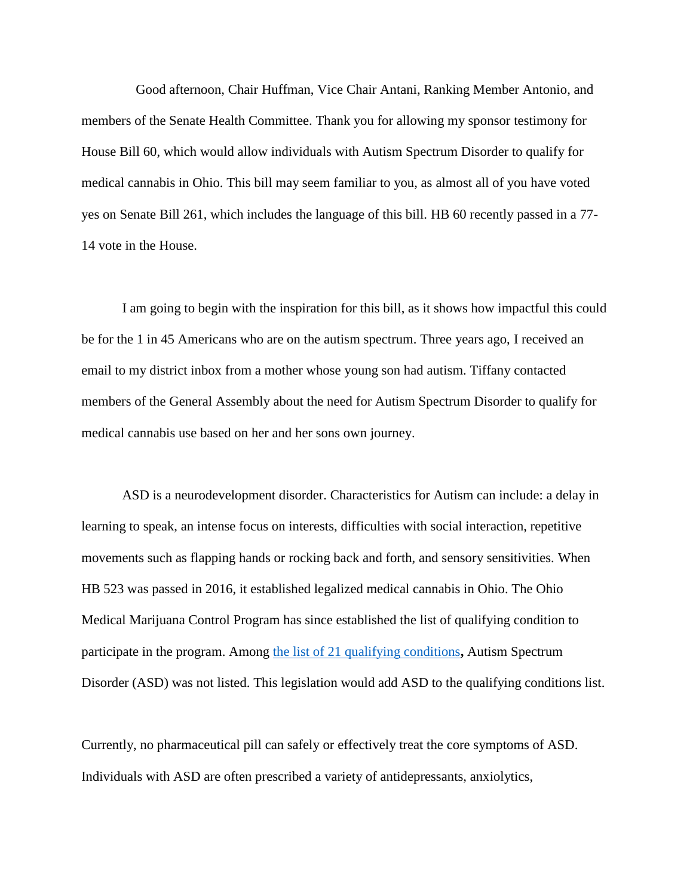Good afternoon, Chair Huffman, Vice Chair Antani, Ranking Member Antonio, and members of the Senate Health Committee. Thank you for allowing my sponsor testimony for House Bill 60, which would allow individuals with Autism Spectrum Disorder to qualify for medical cannabis in Ohio. This bill may seem familiar to you, as almost all of you have voted yes on Senate Bill 261, which includes the language of this bill. HB 60 recently passed in a 77-14 vote in the House.

I am going to begin with the inspiration for this bill, as it shows how impactful this could be for the 1 in 45 Americans who are on the autism spectrum. Three years ago, I received an email to my district inbox from a mother whose young son had autism. Tiffany contacted members of the General Assembly about the need for Autism Spectrum Disorder to qualify for medical cannabis use based on her and her sons own journey.

ASD is a neurodevelopment disorder. Characteristics for Autism can include: a delay in learning to speak, an intense focus on interests, difficulties with social interaction, repetitive movements such as flapping hands or rocking back and forth, and sensory sensitivities. When HB 523 was passed in 2016, it established legalized medical cannabis in Ohio. The Ohio Medical Marijuana Control Program has since established the list of qualifying condition to participate in the program. Among the list of 21 qualifying conditions**,** Autism Spectrum Disorder (ASD) was not listed. This legislation would add ASD to the qualifying conditions list.

Currently, no pharmaceutical pill can safely or effectively treat the core symptoms of ASD. Individuals with ASD are often prescribed a variety of antidepressants, anxiolytics,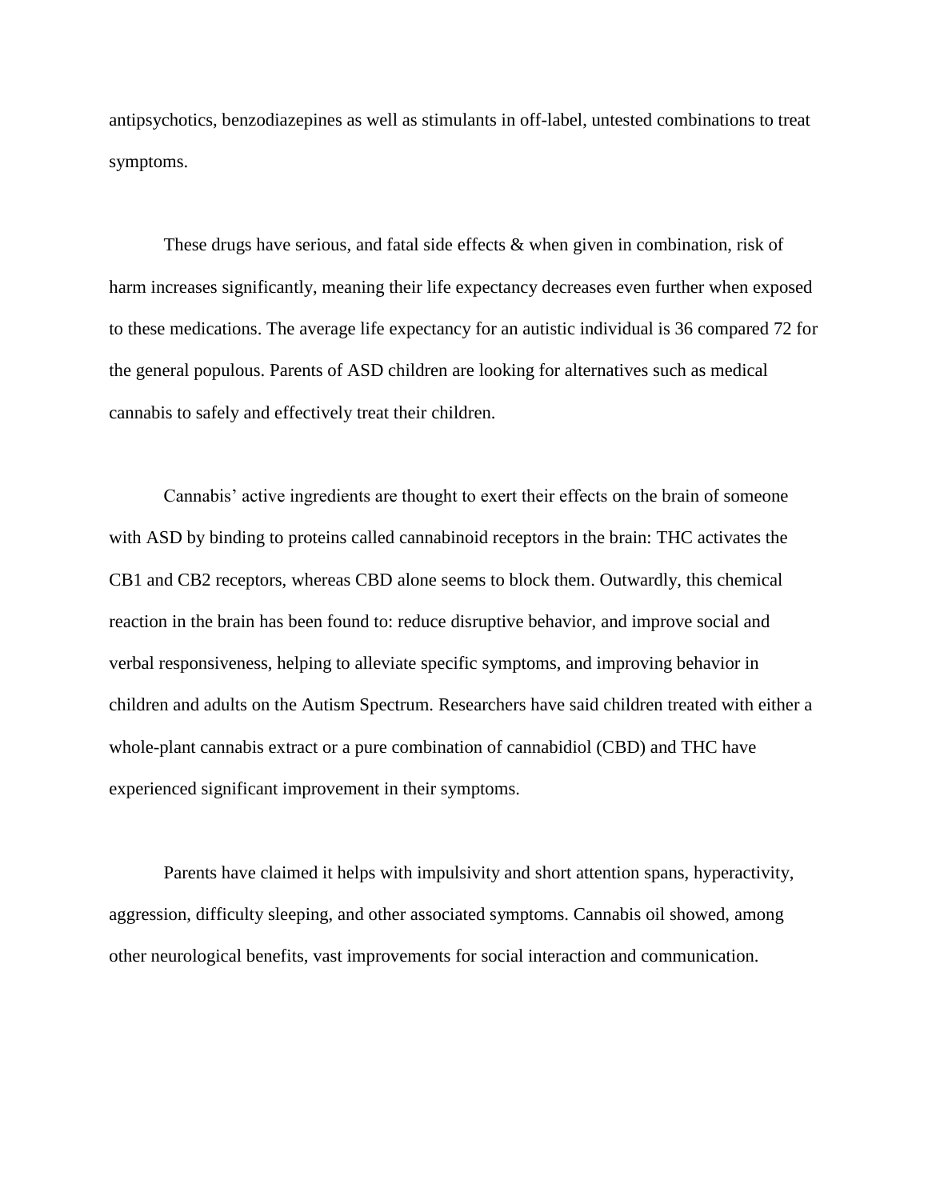antipsychotics, benzodiazepines as well as stimulants in off-label, untested combinations to treat symptoms.

These drugs have serious, and fatal side effects & when given in combination, risk of harm increases significantly, meaning their life expectancy decreases even further when exposed to these medications. The average life expectancy for an autistic individual is 36 compared 72 for the general populous. Parents of ASD children are looking for alternatives such as medical cannabis to safely and effectively treat their children.

Cannabis' active ingredients are thought to exert their effects on the brain of someone with ASD by binding to proteins called cannabinoid receptors in the brain: THC activates the CB1 and CB2 receptors, whereas CBD alone seems to block them. Outwardly, this chemical reaction in the brain has been found to: reduce disruptive behavior, and improve social and verbal responsiveness, helping to alleviate specific symptoms, and improving behavior in children and adults on the Autism Spectrum. Researchers have said children treated with either a whole-plant cannabis extract or a pure combination of cannabidiol (CBD) and THC have experienced significant improvement in their symptoms.

Parents have claimed it helps with impulsivity and short attention spans, hyperactivity, aggression, difficulty sleeping, and other associated symptoms. Cannabis oil showed, among other neurological benefits, vast improvements for social interaction and communication.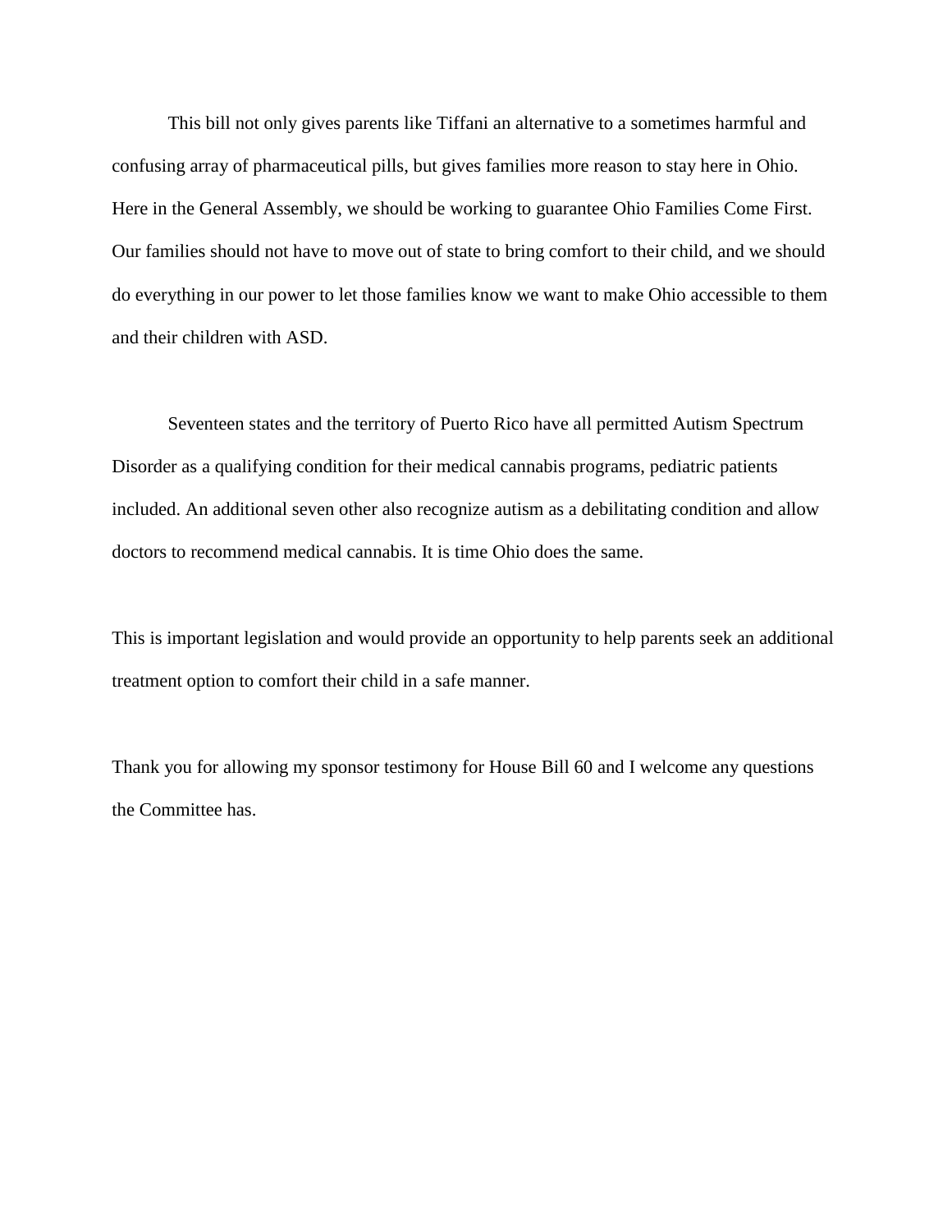This bill not only gives parents like Tiffani an alternative to a sometimes harmful and confusing array of pharmaceutical pills, but gives families more reason to stay here in Ohio. Here in the General Assembly, we should be working to guarantee Ohio Families Come First. Our families should not have to move out of state to bring comfort to their child, and we should do everything in our power to let those families know we want to make Ohio accessible to them and their children with ASD.

Seventeen states and the territory of Puerto Rico have all permitted Autism Spectrum Disorder as a qualifying condition for their medical cannabis programs, pediatric patients included. An additional seven other also recognize autism as a debilitating condition and allow doctors to recommend medical cannabis. It is time Ohio does the same.

This is important legislation and would provide an opportunity to help parents seek an additional treatment option to comfort their child in a safe manner.

Thank you for allowing my sponsor testimony for House Bill 60 and I welcome any questions the Committee has.